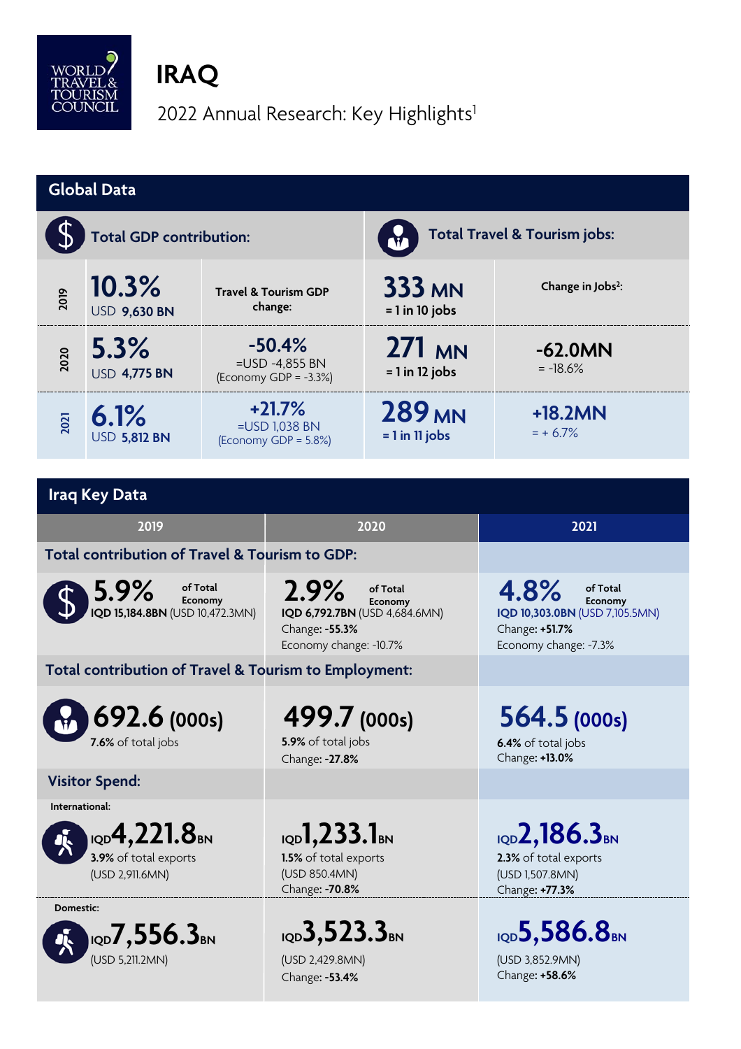WORLD TRAVEL & TOURISM COUNCIL

# IRAQ

2022 Annual Research: Key Highlights[1]

## Global Data

| | Total GDP contribution: | | Total Travel & Tourism jobs: | |
|---|---|---|---|---|
| | | Travel & Tourism GDP change: | | Change in Jobs[2]: |
| 2019 | **10.3%** USD **9,630 BN** | | **333 MN** = 1 in 10 jobs | |
| 2020 | **5.3%** USD **4,775 BN** | **-50.4%** =USD -4,855 BN (Economy GDP = -3.3%) | **271 MN** = 1 in 12 jobs | **-62.0MN** = -18.6% |
| 2021 | **6.1%** USD **5,812 BN** | **+21.7%** =USD 1,038 BN (Economy GDP = 5.8%) | **289 MN** = 1 in 11 jobs | **+18.2MN** = + 6.7% |

## Iraq Key Data

| | 2019 | 2020 | 2021 |
|---|---|---|---|
| **Total contribution of Travel & Tourism to GDP:** | **5.9%** of Total Economy<br>**IQD 15,184.8BN** (USD 10,472.3MN) | **2.9%** of Total Economy<br>**IQD 6,792.7BN** (USD 4,684.6MN)<br>Change: **-55.3%**<br>Economy change: -10.7% | **4.8%** of Total Economy<br>**IQD 10,303.0BN** (USD 7,105.5MN)<br>Change: **+51.7%**<br>Economy change: -7.3% |
| **Total contribution of Travel & Tourism to Employment:** | **692.6 (000s)**<br>**7.6%** of total jobs | **499.7 (000s)**<br>**5.9%** of total jobs<br>Change: **-27.8%** | **564.5 (000s)**<br>**6.4%** of total jobs<br>Change: **+13.0%** |
| **Visitor Spend:** International: | IQD **4,221.8** BN<br>**3.9%** of total exports<br>(USD 2,911.6MN) | IQD **1,233.1** BN<br>**1.5%** of total exports<br>(USD 850.4MN)<br>Change: **-70.8%** | IQD **2,186.3** BN<br>**2.3%** of total exports<br>(USD 1,507.8MN)<br>Change: **+77.3%** |
| Domestic: | IQD **7,556.3** BN<br>(USD 5,211.2MN) | IQD **3,523.3** BN<br>(USD 2,429.8MN)<br>Change: **-53.4%** | IQD **5,586.8** BN<br>(USD 3,852.9MN)<br>Change: **+58.6%** |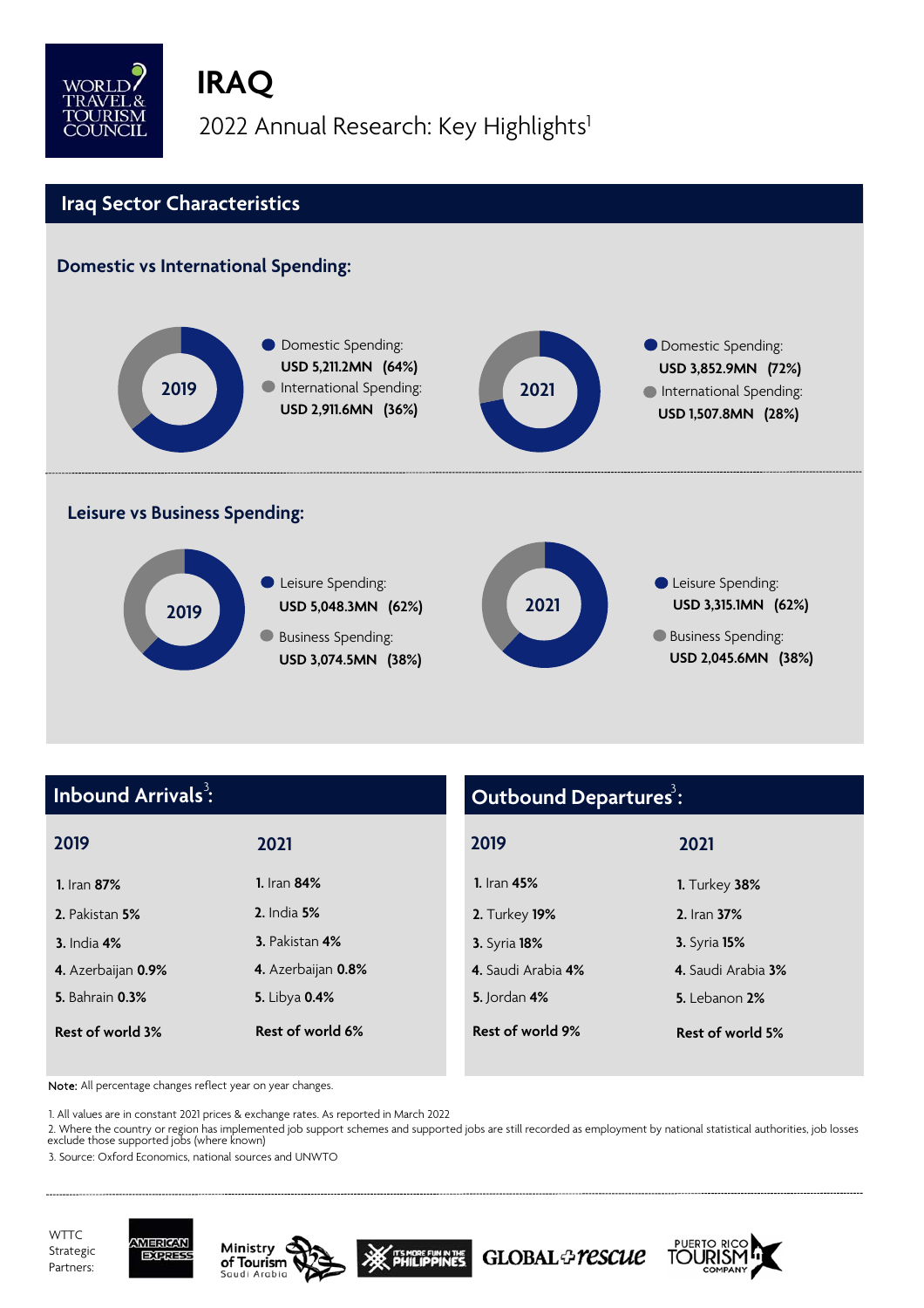# IRAQ

2022 Annual Research: Key Highlights[1]

## Iraq Sector Characteristics

### Domestic vs International Spending:

2019

Domestic Spending: USD 5,211.2MN (64%)

International Spending: USD 2,911.6MN (36%)

2021

Domestic Spending: USD 3,852.9MN (72%)

International Spending: USD 1,507.8MN (28%)

### Leisure vs Business Spending:

2019

Leisure Spending: USD 5,048.3MN (62%)

Business Spending: USD 3,074.5MN (38%)

2021

Leisure Spending: USD 3,315.1MN (62%)

Business Spending: USD 2,045.6MN (38%)

## Inbound Arrivals[3]:

| 2019 | 2021 |
|---|---|
| 1. Iran **87%** | 1. Iran **84%** |
| 2. Pakistan **5%** | 2. India **5%** |
| 3. India **4%** | 3. Pakistan **4%** |
| 4. Azerbaijan **0.9%** | 4. Azerbaijan **0.8%** |
| 5. Bahrain **0.3%** | 5. Libya **0.4%** |
| **Rest of world 3%** | **Rest of world 6%** |

## Outbound Departures[3]:

| 2019 | 2021 |
|---|---|
| 1. Iran **45%** | 1. Turkey **38%** |
| 2. Turkey **19%** | 2. Iran **37%** |
| 3. Syria **18%** | 3. Syria **15%** |
| 4. Saudi Arabia **4%** | 4. Saudi Arabia **3%** |
| 5. Jordan **4%** | 5. Lebanon **2%** |
| **Rest of world 9%** | **Rest of world 5%** |

Note: All percentage changes reflect year on year changes.

1. All values are in constant 2021 prices & exchange rates. As reported in March 2022
2. Where the country or region has implemented job support schemes and supported jobs are still recorded as employment by national statistical authorities, job losses exclude those supported jobs (where known)
3. Source: Oxford Economics, national sources and UNWTO

WTTC Strategic Partners: